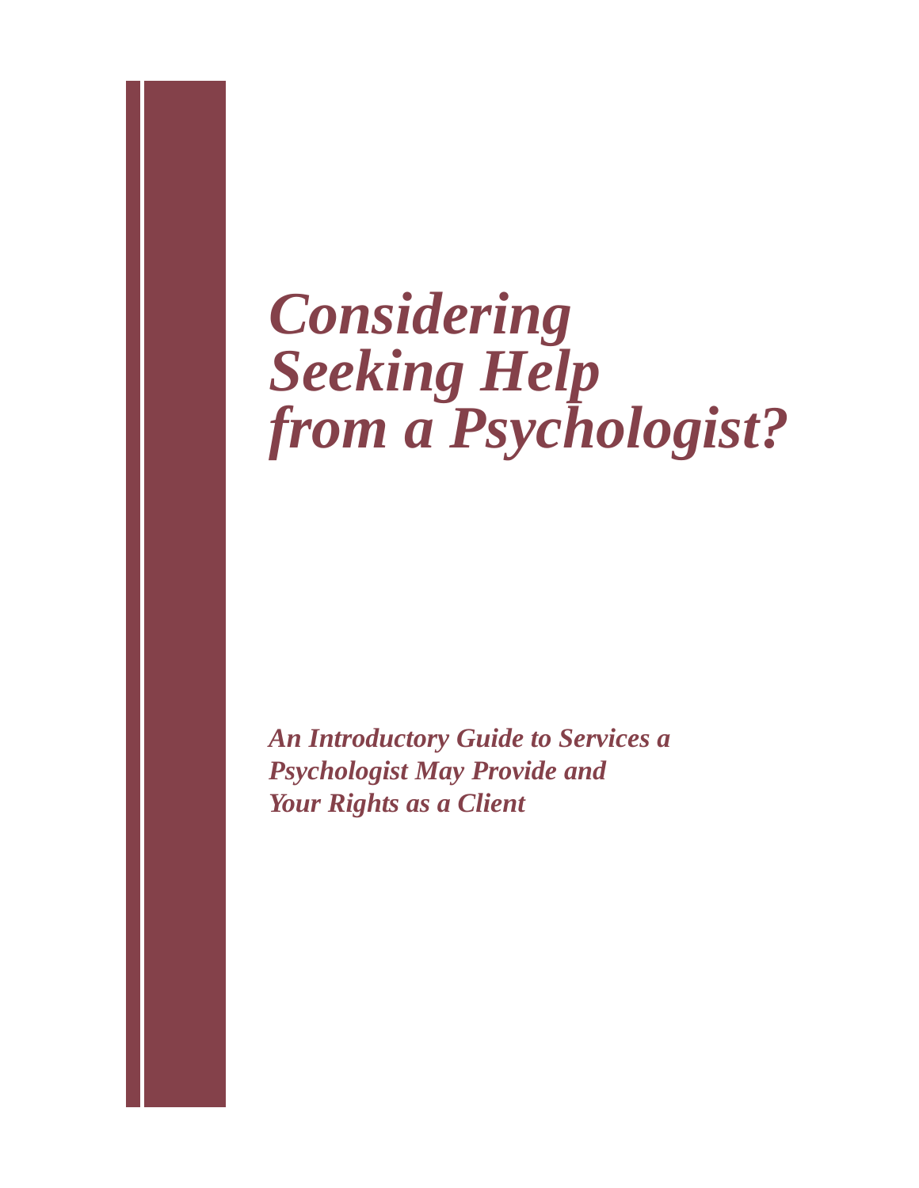# *Considering Seeking Help from a Psychologist?*

***An Introductory Guide to Services a Psychologist May Provide and Your Rights as a Client***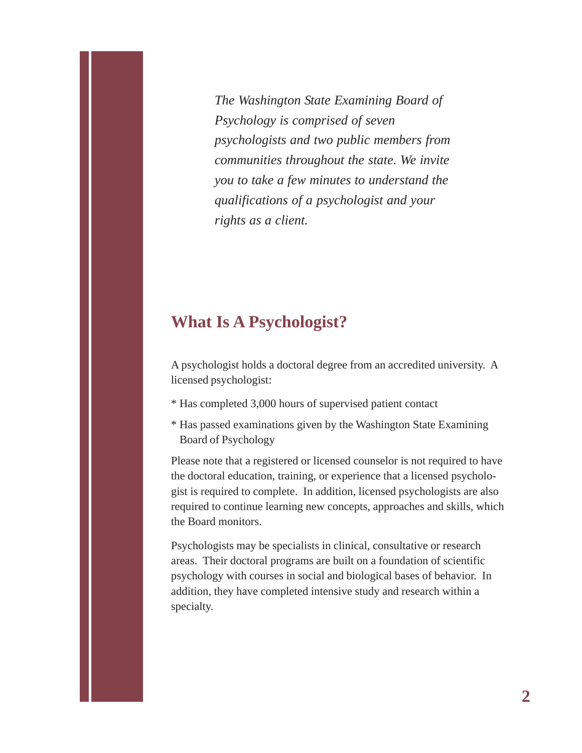*The Washington State Examining Board of Psychology is comprised of seven psychologists and two public members from communities throughout the state. We invite you to take a few minutes to understand the qualifications of a psychologist and your rights as a client.*

## What Is A Psychologist?

A psychologist holds a doctoral degree from an accredited university. A licensed psychologist:

* Has completed 3,000 hours of supervised patient contact

* Has passed examinations given by the Washington State Examining Board of Psychology

Please note that a registered or licensed counselor is not required to have the doctoral education, training, or experience that a licensed psychologist is required to complete. In addition, licensed psychologists are also required to continue learning new concepts, approaches and skills, which the Board monitors.

Psychologists may be specialists in clinical, consultative or research areas. Their doctoral programs are built on a foundation of scientific psychology with courses in social and biological bases of behavior. In addition, they have completed intensive study and research within a specialty.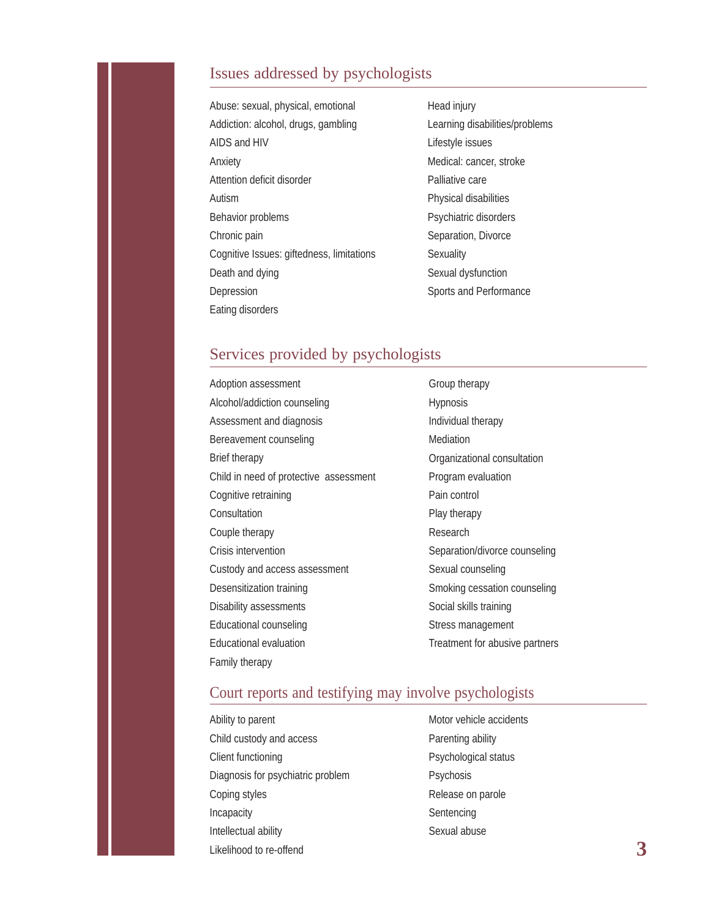## Issues addressed by psychologists

- Abuse: sexual, physical, emotional
- Addiction: alcohol, drugs, gambling
- AIDS and HIV
- Anxiety
- Attention deficit disorder
- Autism
- Behavior problems
- Chronic pain
- Cognitive Issues: giftedness, limitations
- Death and dying
- Depression
- Eating disorders
- Head injury
- Learning disabilities/problems
- Lifestyle issues
- Medical: cancer, stroke
- Palliative care
- Physical disabilities
- Psychiatric disorders
- Separation, Divorce
- Sexuality
- Sexual dysfunction
- Sports and Performance

## Services provided by psychologists

- Adoption assessment
- Alcohol/addiction counseling
- Assessment and diagnosis
- Bereavement counseling
- Brief therapy
- Child in need of protective assessment
- Cognitive retraining
- Consultation
- Couple therapy
- Crisis intervention
- Custody and access assessment
- Desensitization training
- Disability assessments
- Educational counseling
- Educational evaluation
- Family therapy
- Group therapy
- Hypnosis
- Individual therapy
- Mediation
- Organizational consultation
- Program evaluation
- Pain control
- Play therapy
- Research
- Separation/divorce counseling
- Sexual counseling
- Smoking cessation counseling
- Social skills training
- Stress management
- Treatment for abusive partners

## Court reports and testifying may involve psychologists

- Ability to parent
- Child custody and access
- Client functioning
- Diagnosis for psychiatric problem
- Coping styles
- Incapacity
- Intellectual ability
- Likelihood to re-offend
- Motor vehicle accidents
- Parenting ability
- Psychological status
- Psychosis
- Release on parole
- Sentencing
- Sexual abuse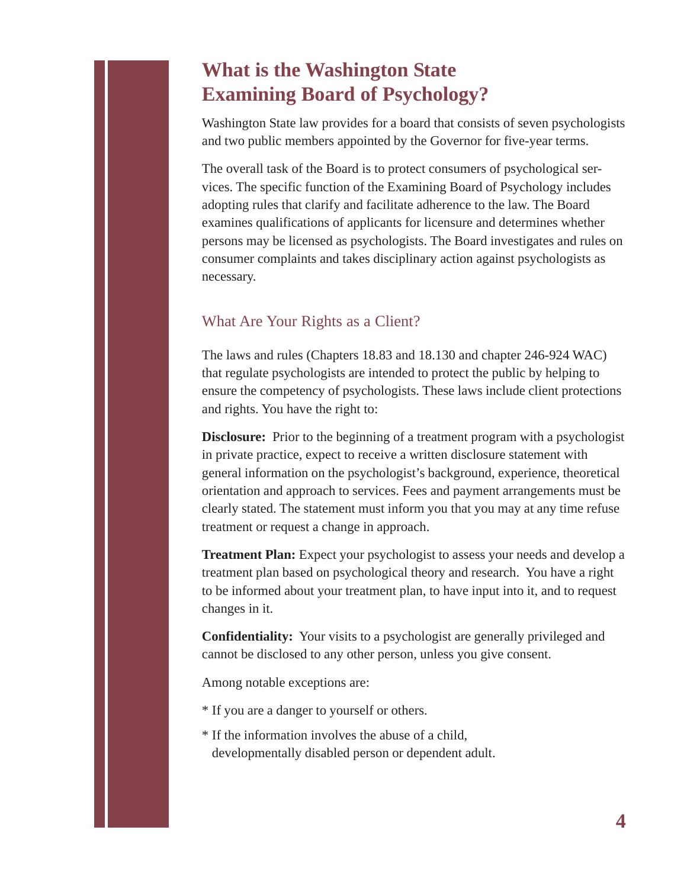# What is the Washington State Examining Board of Psychology?

Washington State law provides for a board that consists of seven psychologists and two public members appointed by the Governor for five-year terms.

The overall task of the Board is to protect consumers of psychological services. The specific function of the Examining Board of Psychology includes adopting rules that clarify and facilitate adherence to the law. The Board examines qualifications of applicants for licensure and determines whether persons may be licensed as psychologists. The Board investigates and rules on consumer complaints and takes disciplinary action against psychologists as necessary.

## What Are Your Rights as a Client?

The laws and rules (Chapters 18.83 and 18.130 and chapter 246-924 WAC) that regulate psychologists are intended to protect the public by helping to ensure the competency of psychologists. These laws include client protections and rights. You have the right to:

**Disclosure:** Prior to the beginning of a treatment program with a psychologist in private practice, expect to receive a written disclosure statement with general information on the psychologist's background, experience, theoretical orientation and approach to services. Fees and payment arrangements must be clearly stated. The statement must inform you that you may at any time refuse treatment or request a change in approach.

**Treatment Plan:** Expect your psychologist to assess your needs and develop a treatment plan based on psychological theory and research. You have a right to be informed about your treatment plan, to have input into it, and to request changes in it.

**Confidentiality:** Your visits to a psychologist are generally privileged and cannot be disclosed to any other person, unless you give consent.

Among notable exceptions are:

* If you are a danger to yourself or others.

* If the information involves the abuse of a child, developmentally disabled person or dependent adult.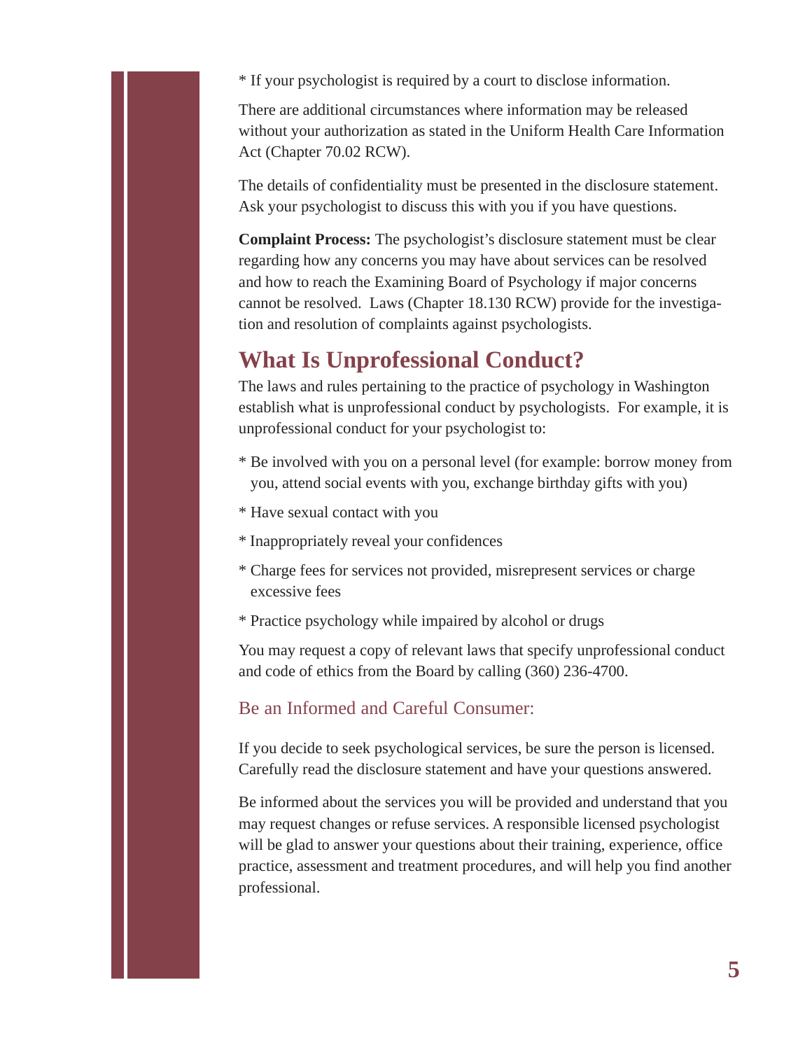* If your psychologist is required by a court to disclose information.

There are additional circumstances where information may be released without your authorization as stated in the Uniform Health Care Information Act (Chapter 70.02 RCW).

The details of confidentiality must be presented in the disclosure statement. Ask your psychologist to discuss this with you if you have questions.

**Complaint Process:** The psychologist's disclosure statement must be clear regarding how any concerns you may have about services can be resolved and how to reach the Examining Board of Psychology if major concerns cannot be resolved. Laws (Chapter 18.130 RCW) provide for the investigation and resolution of complaints against psychologists.

## What Is Unprofessional Conduct?

The laws and rules pertaining to the practice of psychology in Washington establish what is unprofessional conduct by psychologists. For example, it is unprofessional conduct for your psychologist to:

* Be involved with you on a personal level (for example: borrow money from you, attend social events with you, exchange birthday gifts with you)

* Have sexual contact with you

* Inappropriately reveal your confidences

* Charge fees for services not provided, misrepresent services or charge excessive fees

* Practice psychology while impaired by alcohol or drugs

You may request a copy of relevant laws that specify unprofessional conduct and code of ethics from the Board by calling (360) 236-4700.

### Be an Informed and Careful Consumer:

If you decide to seek psychological services, be sure the person is licensed. Carefully read the disclosure statement and have your questions answered.

Be informed about the services you will be provided and understand that you may request changes or refuse services. A responsible licensed psychologist will be glad to answer your questions about their training, experience, office practice, assessment and treatment procedures, and will help you find another professional.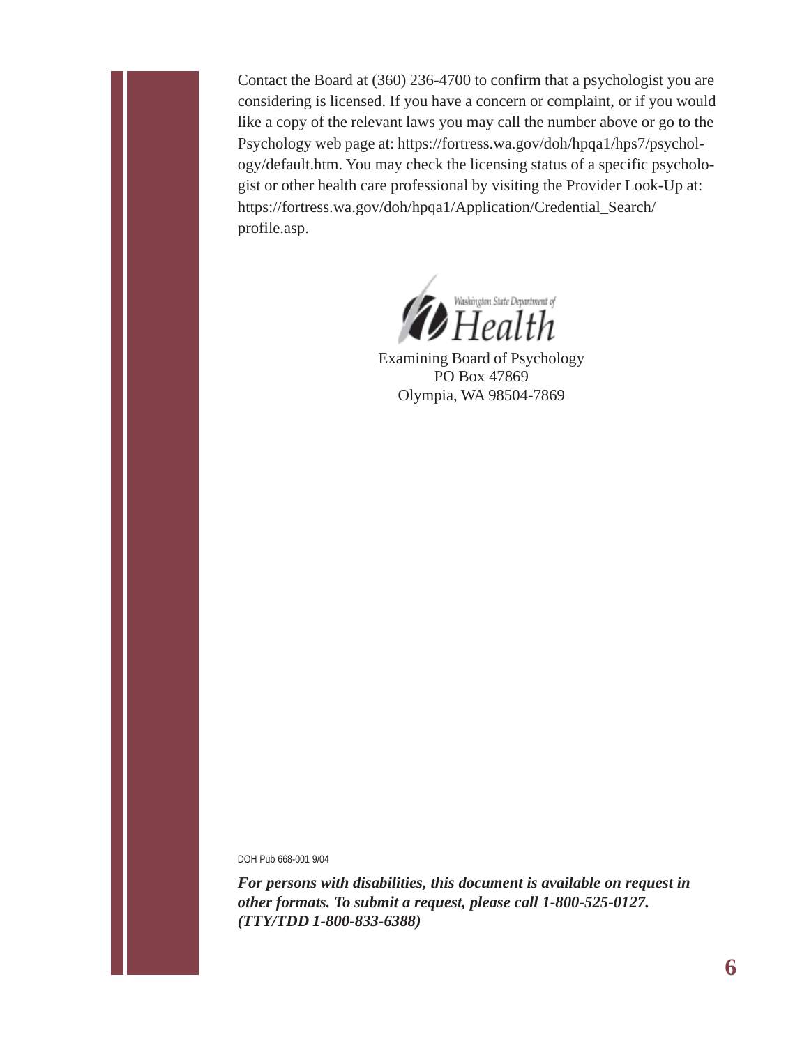Contact the Board at (360) 236-4700 to confirm that a psychologist you are considering is licensed. If you have a concern or complaint, or if you would like a copy of the relevant laws you may call the number above or go to the Psychology web page at: https://fortress.wa.gov/doh/hpqa1/hps7/psychology/default.htm. You may check the licensing status of a specific psychologist or other health care professional by visiting the Provider Look-Up at: https://fortress.wa.gov/doh/hpqa1/Application/Credential_Search/profile.asp.

Washington State Department of Health

Examining Board of Psychology
PO Box 47869
Olympia, WA 98504-7869

DOH Pub 668-001 9/04

***For persons with disabilities, this document is available on request in other formats. To submit a request, please call 1-800-525-0127. (TTY/TDD 1-800-833-6388)***